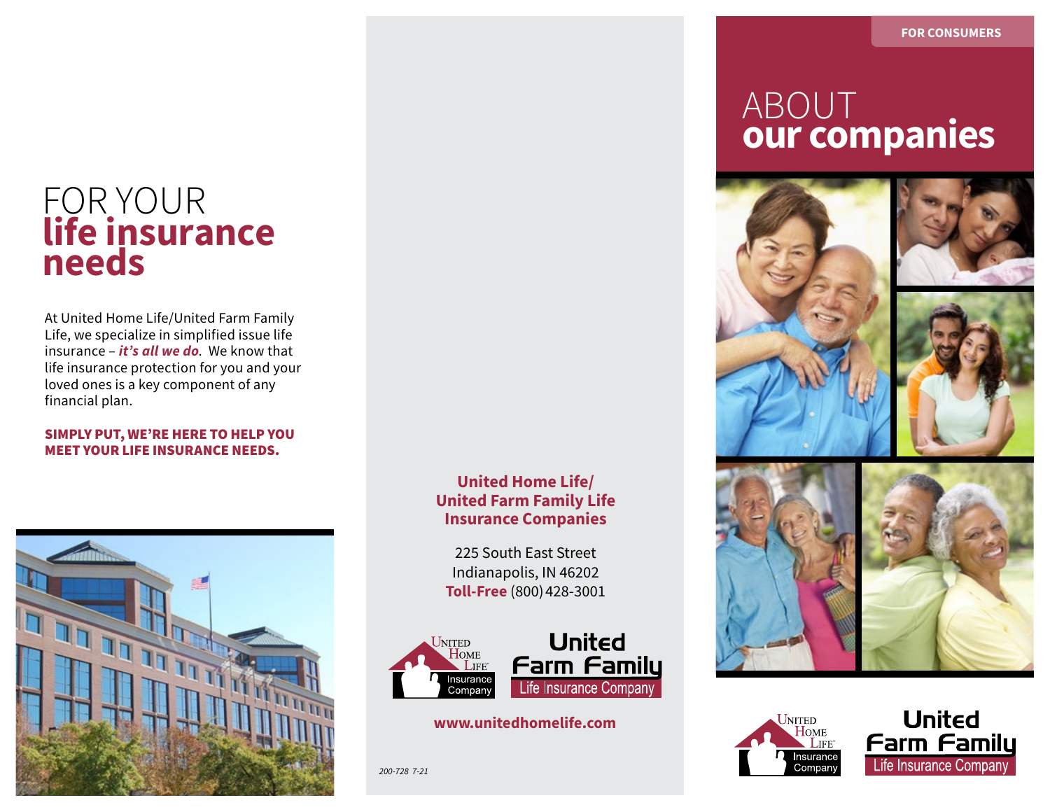# FOR YOUR **life insurance needs**

At United Home Life/United Farm Family Life, we specialize in simplified issue life insurance – ***it's all we do***. We know that life insurance protection for you and your loved ones is a key component of any financial plan.

**SIMPLY PUT, WE'RE HERE TO HELP YOU MEET YOUR LIFE INSURANCE NEEDS.**

**United Home Life/ United Farm Family Life Insurance Companies**

225 South East Street
Indianapolis, IN 46202
**Toll-Free** (800) 428-3001

United Home Life Insurance Company

United Farm Family Life Insurance Company

**www.unitedhomelife.com**

*200-728 7-21*

FOR CONSUMERS

# ABOUT **our companies**

United Home Life Insurance Company

United Farm Family Life Insurance Company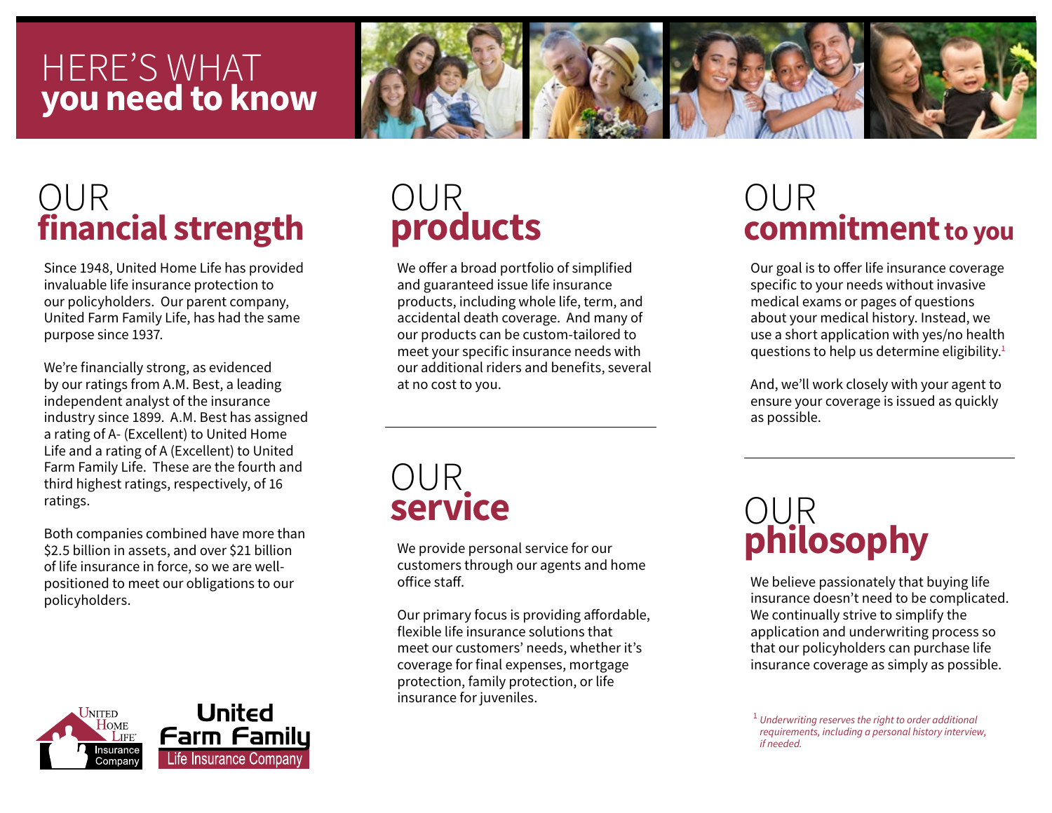# HERE'S WHAT **you need to know**

## OUR **financial strength**

Since 1948, United Home Life has provided invaluable life insurance protection to our policyholders. Our parent company, United Farm Family Life, has had the same purpose since 1937.

We're financially strong, as evidenced by our ratings from A.M. Best, a leading independent analyst of the insurance industry since 1899. A.M. Best has assigned a rating of A- (Excellent) to United Home Life and a rating of A (Excellent) to United Farm Family Life. These are the fourth and third highest ratings, respectively, of 16 ratings.

Both companies combined have more than $2.5 billion in assets, and over $21 billion of life insurance in force, so we are well-positioned to meet our obligations to our policyholders.

## OUR **products**

We offer a broad portfolio of simplified and guaranteed issue life insurance products, including whole life, term, and accidental death coverage. And many of our products can be custom-tailored to meet your specific insurance needs with our additional riders and benefits, several at no cost to you.

## OUR **service**

We provide personal service for our customers through our agents and home office staff.

Our primary focus is providing affordable, flexible life insurance solutions that meet our customers' needs, whether it's coverage for final expenses, mortgage protection, family protection, or life insurance for juveniles.

## OUR **commitment to you**

Our goal is to offer life insurance coverage specific to your needs without invasive medical exams or pages of questions about your medical history. Instead, we use a short application with yes/no health questions to help us determine eligibility.[1]

And, we'll work closely with your agent to ensure your coverage is issued as quickly as possible.

## OUR **philosophy**

We believe passionately that buying life insurance doesn't need to be complicated. We continually strive to simplify the application and underwriting process so that our policyholders can purchase life insurance coverage as simply as possible.

[1] *Underwriting reserves the right to order additional requirements, including a personal history interview, if needed.*

United Home Life Insurance Company

United Farm Family Life Insurance Company